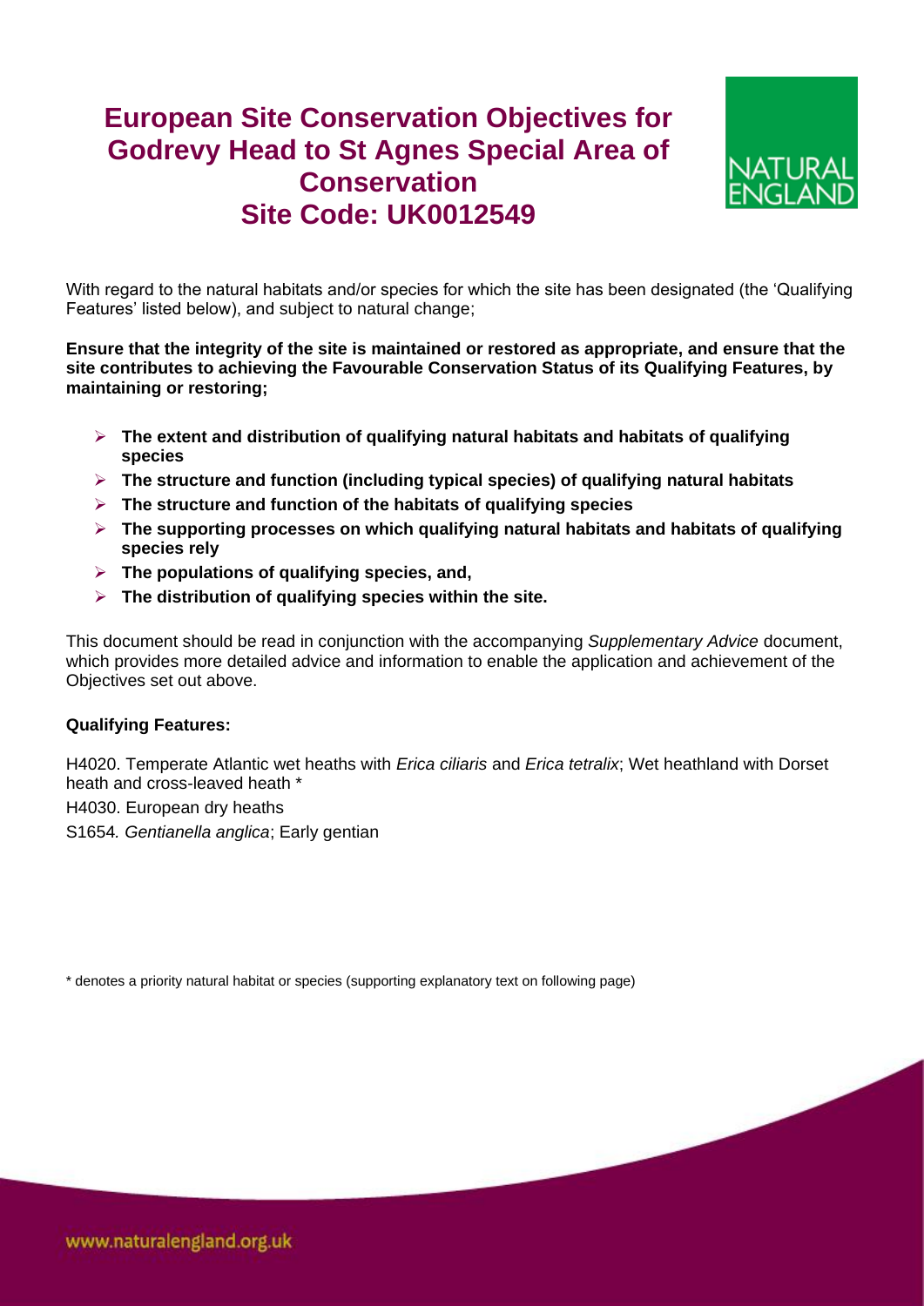# European Site Conservation Objectives for Godrevy Head to St Agnes Special Area of Conservation
## Site Code: UK0012549

With regard to the natural habitats and/or species for which the site has been designated (the 'Qualifying Features' listed below), and subject to natural change;

**Ensure that the integrity of the site is maintained or restored as appropriate, and ensure that the site contributes to achieving the Favourable Conservation Status of its Qualifying Features, by maintaining or restoring;**

- **The extent and distribution of qualifying natural habitats and habitats of qualifying species**
- **The structure and function (including typical species) of qualifying natural habitats**
- **The structure and function of the habitats of qualifying species**
- **The supporting processes on which qualifying natural habitats and habitats of qualifying species rely**
- **The populations of qualifying species, and,**
- **The distribution of qualifying species within the site.**

This document should be read in conjunction with the accompanying *Supplementary Advice* document, which provides more detailed advice and information to enable the application and achievement of the Objectives set out above.

**Qualifying Features:**

H4020. Temperate Atlantic wet heaths with *Erica ciliaris* and *Erica tetralix*; Wet heathland with Dorset heath and cross-leaved heath *

H4030. European dry heaths

S1654*. Gentianella anglica*; Early gentian

* denotes a priority natural habitat or species (supporting explanatory text on following page)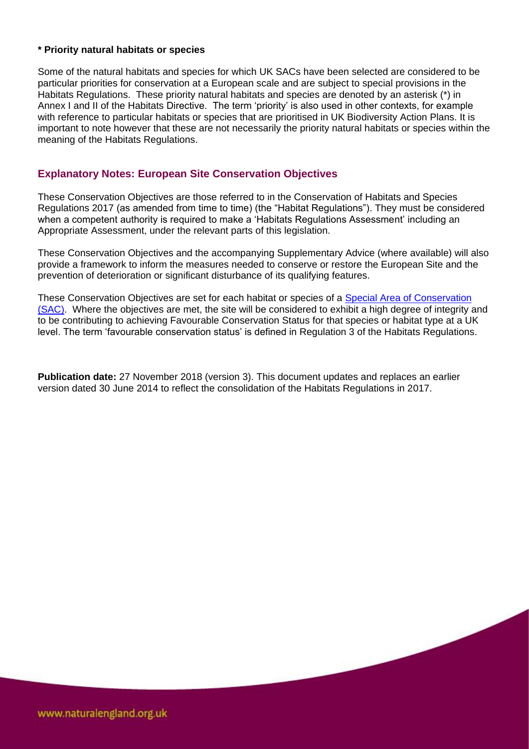**\* Priority natural habitats or species**

Some of the natural habitats and species for which UK SACs have been selected are considered to be particular priorities for conservation at a European scale and are subject to special provisions in the Habitats Regulations. These priority natural habitats and species are denoted by an asterisk (*) in Annex I and II of the Habitats Directive. The term 'priority' is also used in other contexts, for example with reference to particular habitats or species that are prioritised in UK Biodiversity Action Plans. It is important to note however that these are not necessarily the priority natural habitats or species within the meaning of the Habitats Regulations.

## Explanatory Notes: European Site Conservation Objectives

These Conservation Objectives are those referred to in the Conservation of Habitats and Species Regulations 2017 (as amended from time to time) (the "Habitat Regulations"). They must be considered when a competent authority is required to make a 'Habitats Regulations Assessment' including an Appropriate Assessment, under the relevant parts of this legislation.

These Conservation Objectives and the accompanying Supplementary Advice (where available) will also provide a framework to inform the measures needed to conserve or restore the European Site and the prevention of deterioration or significant disturbance of its qualifying features.

These Conservation Objectives are set for each habitat or species of a Special Area of Conservation (SAC). Where the objectives are met, the site will be considered to exhibit a high degree of integrity and to be contributing to achieving Favourable Conservation Status for that species or habitat type at a UK level. The term 'favourable conservation status' is defined in Regulation 3 of the Habitats Regulations.

**Publication date:** 27 November 2018 (version 3). This document updates and replaces an earlier version dated 30 June 2014 to reflect the consolidation of the Habitats Regulations in 2017.

www.naturalengland.org.uk